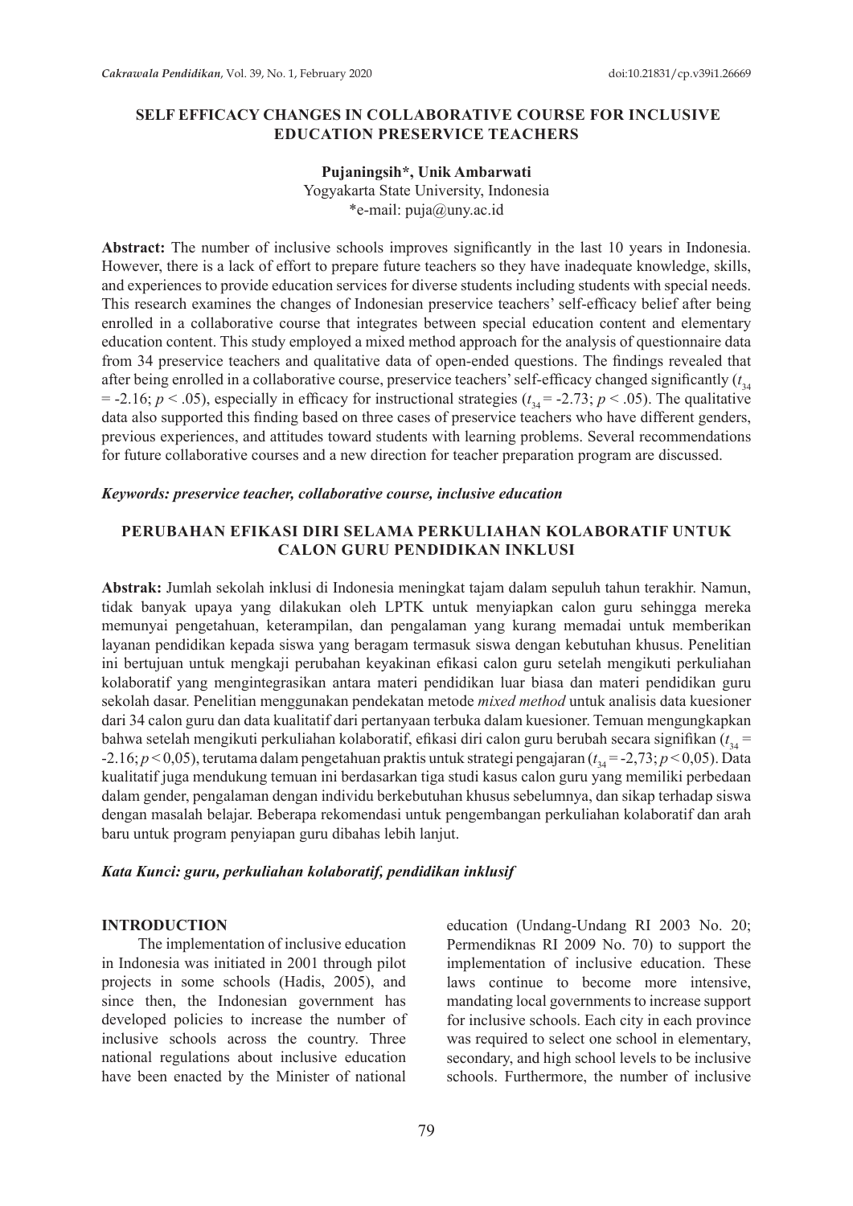# SELF EFFICACY CHANGES IN COLLABORATIVE COURSE FOR INCLUSIVE EDUCATION PRESERVICE TEACHERS

**Pujaningsih*, Unik Ambarwati**
Yogyakarta State University, Indonesia
*e-mail: puja@uny.ac.id

**Abstract:** The number of inclusive schools improves significantly in the last 10 years in Indonesia. However, there is a lack of effort to prepare future teachers so they have inadequate knowledge, skills, and experiences to provide education services for diverse students including students with special needs. This research examines the changes of Indonesian preservice teachers' self-efficacy belief after being enrolled in a collaborative course that integrates between special education content and elementary education content. This study employed a mixed method approach for the analysis of questionnaire data from 34 preservice teachers and qualitative data of open-ended questions. The findings revealed that after being enrolled in a collaborative course, preservice teachers' self-efficacy changed significantly ($t_{34} = -2.16$; $p < .05$), especially in efficacy for instructional strategies ($t_{34} = -2.73$; $p < .05$). The qualitative data also supported this finding based on three cases of preservice teachers who have different genders, previous experiences, and attitudes toward students with learning problems. Several recommendations for future collaborative courses and a new direction for teacher preparation program are discussed.

***Keywords: preservice teacher, collaborative course, inclusive education***

## PERUBAHAN EFIKASI DIRI SELAMA PERKULIAHAN KOLABORATIF UNTUK CALON GURU PENDIDIKAN INKLUSI

**Abstrak:** Jumlah sekolah inklusi di Indonesia meningkat tajam dalam sepuluh tahun terakhir. Namun, tidak banyak upaya yang dilakukan oleh LPTK untuk menyiapkan calon guru sehingga mereka memunyai pengetahuan, keterampilan, dan pengalaman yang kurang memadai untuk memberikan layanan pendidikan kepada siswa yang beragam termasuk siswa dengan kebutuhan khusus. Penelitian ini bertujuan untuk mengkaji perubahan keyakinan efikasi calon guru setelah mengikuti perkuliahan kolaboratif yang mengintegrasikan antara materi pendidikan luar biasa dan materi pendidikan guru sekolah dasar. Penelitian menggunakan pendekatan metode *mixed method* untuk analisis data kuesioner dari 34 calon guru dan data kualitatif dari pertanyaan terbuka dalam kuesioner. Temuan mengungkapkan bahwa setelah mengikuti perkuliahan kolaboratif, efikasi diri calon guru berubah secara signifikan ($t_{34} = -2.16$; $p < 0,05$), terutama dalam pengetahuan praktis untuk strategi pengajaran ($t_{34} = -2,73$; $p < 0,05$). Data kualitatif juga mendukung temuan ini berdasarkan tiga studi kasus calon guru yang memiliki perbedaan dalam gender, pengalaman dengan individu berkebutuhan khusus sebelumnya, dan sikap terhadap siswa dengan masalah belajar. Beberapa rekomendasi untuk pengembangan perkuliahan kolaboratif dan arah baru untuk program penyiapan guru dibahas lebih lanjut.

***Kata Kunci: guru, perkuliahan kolaboratif, pendidikan inklusif***

## INTRODUCTION

The implementation of inclusive education in Indonesia was initiated in 2001 through pilot projects in some schools (Hadis, 2005), and since then, the Indonesian government has developed policies to increase the number of inclusive schools across the country. Three national regulations about inclusive education have been enacted by the Minister of national education (Undang-Undang RI 2003 No. 20; Permendiknas RI 2009 No. 70) to support the implementation of inclusive education. These laws continue to become more intensive, mandating local governments to increase support for inclusive schools. Each city in each province was required to select one school in elementary, secondary, and high school levels to be inclusive schools. Furthermore, the number of inclusive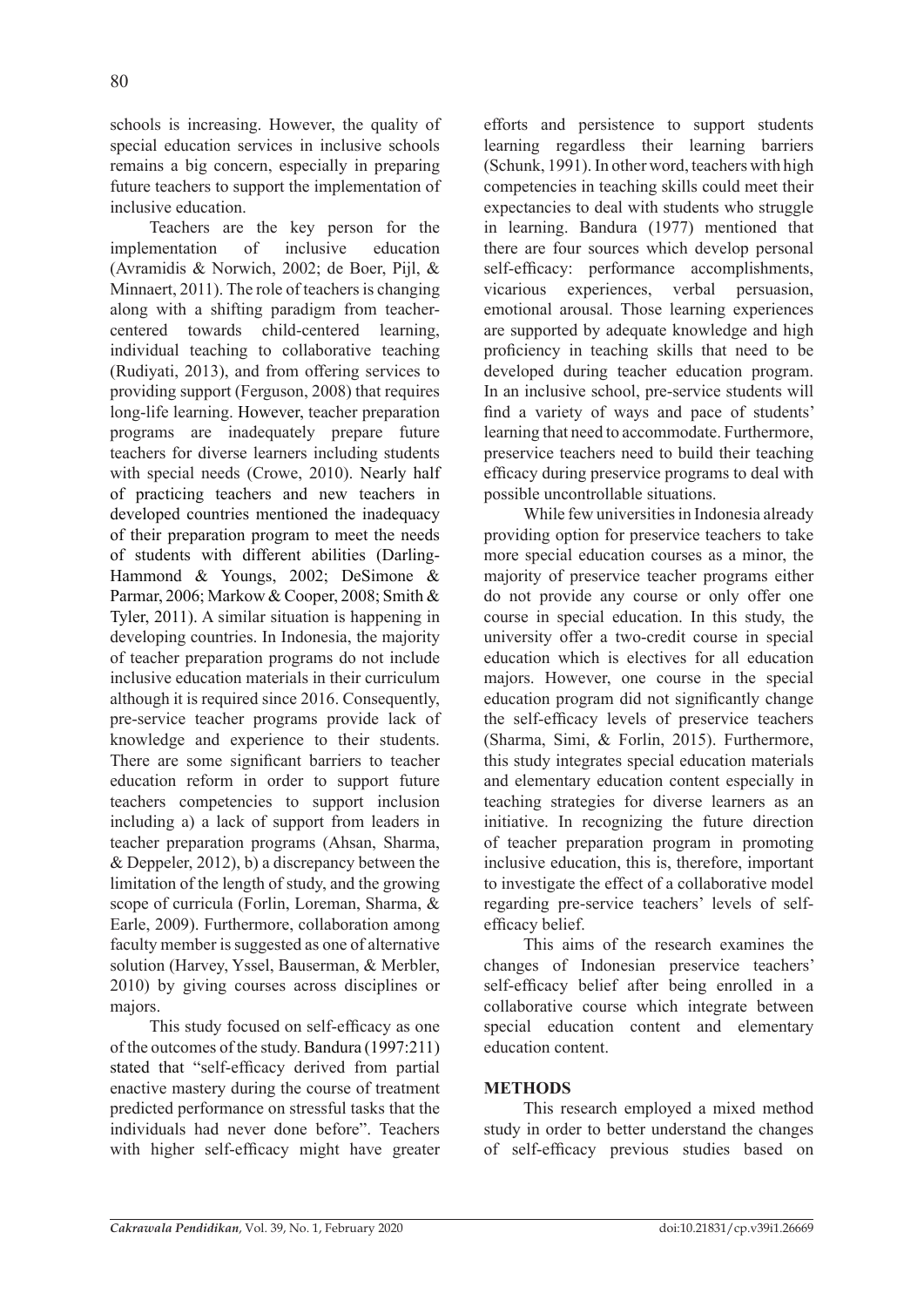schools is increasing. However, the quality of special education services in inclusive schools remains a big concern, especially in preparing future teachers to support the implementation of inclusive education.

Teachers are the key person for the implementation of inclusive education (Avramidis & Norwich, 2002; de Boer, Pijl, & Minnaert, 2011). The role of teachers is changing along with a shifting paradigm from teacher-centered towards child-centered learning, individual teaching to collaborative teaching (Rudiyati, 2013), and from offering services to providing support (Ferguson, 2008) that requires long-life learning. However, teacher preparation programs are inadequately prepare future teachers for diverse learners including students with special needs (Crowe, 2010). Nearly half of practicing teachers and new teachers in developed countries mentioned the inadequacy of their preparation program to meet the needs of students with different abilities (Darling-Hammond & Youngs, 2002; DeSimone & Parmar, 2006; Markow & Cooper, 2008; Smith & Tyler, 2011). A similar situation is happening in developing countries. In Indonesia, the majority of teacher preparation programs do not include inclusive education materials in their curriculum although it is required since 2016. Consequently, pre-service teacher programs provide lack of knowledge and experience to their students. There are some significant barriers to teacher education reform in order to support future teachers competencies to support inclusion including a) a lack of support from leaders in teacher preparation programs (Ahsan, Sharma, & Deppeler, 2012), b) a discrepancy between the limitation of the length of study, and the growing scope of curricula (Forlin, Loreman, Sharma, & Earle, 2009). Furthermore, collaboration among faculty member is suggested as one of alternative solution (Harvey, Yssel, Bauserman, & Merbler, 2010) by giving courses across disciplines or majors.

This study focused on self-efficacy as one of the outcomes of the study. Bandura (1997:211) stated that "self-efficacy derived from partial enactive mastery during the course of treatment predicted performance on stressful tasks that the individuals had never done before". Teachers with higher self-efficacy might have greater efforts and persistence to support students learning regardless their learning barriers (Schunk, 1991). In other word, teachers with high competencies in teaching skills could meet their expectancies to deal with students who struggle in learning. Bandura (1977) mentioned that there are four sources which develop personal self-efficacy: performance accomplishments, vicarious experiences, verbal persuasion, emotional arousal. Those learning experiences are supported by adequate knowledge and high proficiency in teaching skills that need to be developed during teacher education program. In an inclusive school, pre-service students will find a variety of ways and pace of students' learning that need to accommodate. Furthermore, preservice teachers need to build their teaching efficacy during preservice programs to deal with possible uncontrollable situations.

While few universities in Indonesia already providing option for preservice teachers to take more special education courses as a minor, the majority of preservice teacher programs either do not provide any course or only offer one course in special education. In this study, the university offer a two-credit course in special education which is electives for all education majors. However, one course in the special education program did not significantly change the self-efficacy levels of preservice teachers (Sharma, Simi, & Forlin, 2015). Furthermore, this study integrates special education materials and elementary education content especially in teaching strategies for diverse learners as an initiative. In recognizing the future direction of teacher preparation program in promoting inclusive education, this is, therefore, important to investigate the effect of a collaborative model regarding pre-service teachers' levels of self-efficacy belief.

This aims of the research examines the changes of Indonesian preservice teachers' self-efficacy belief after being enrolled in a collaborative course which integrate between special education content and elementary education content.

## METHODS

This research employed a mixed method study in order to better understand the changes of self-efficacy previous studies based on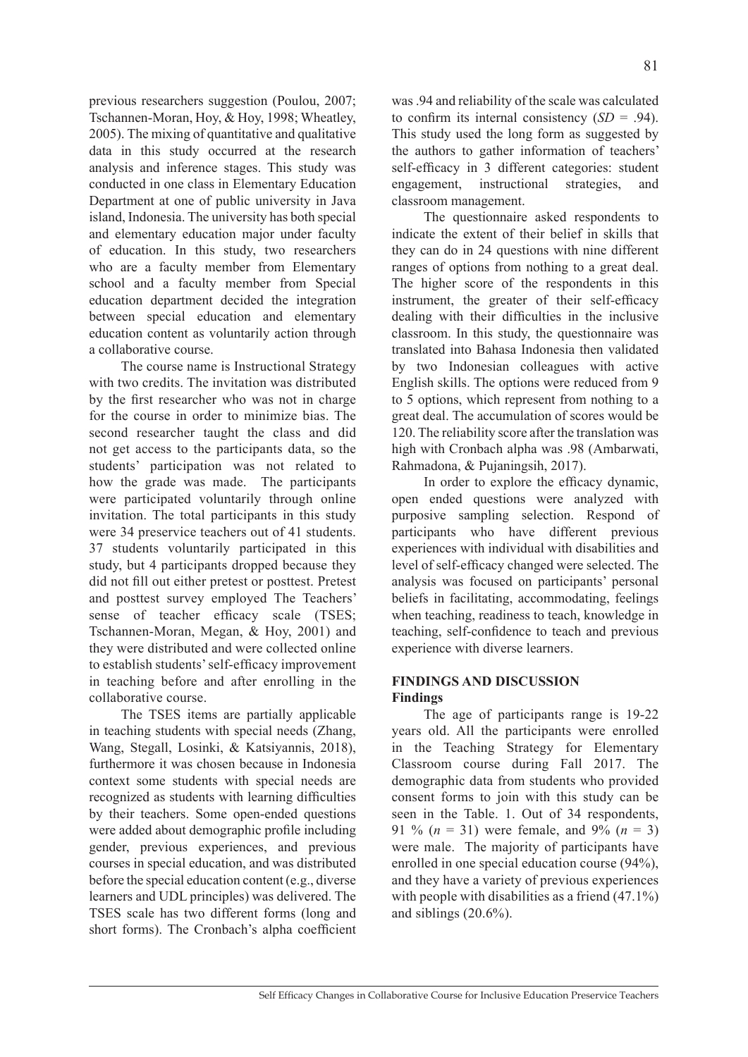previous researchers suggestion (Poulou, 2007; Tschannen-Moran, Hoy, & Hoy, 1998; Wheatley, 2005). The mixing of quantitative and qualitative data in this study occurred at the research analysis and inference stages. This study was conducted in one class in Elementary Education Department at one of public university in Java island, Indonesia. The university has both special and elementary education major under faculty of education. In this study, two researchers who are a faculty member from Elementary school and a faculty member from Special education department decided the integration between special education and elementary education content as voluntarily action through a collaborative course.

The course name is Instructional Strategy with two credits. The invitation was distributed by the first researcher who was not in charge for the course in order to minimize bias. The second researcher taught the class and did not get access to the participants data, so the students' participation was not related to how the grade was made. The participants were participated voluntarily through online invitation. The total participants in this study were 34 preservice teachers out of 41 students. 37 students voluntarily participated in this study, but 4 participants dropped because they did not fill out either pretest or posttest. Pretest and posttest survey employed The Teachers' sense of teacher efficacy scale (TSES; Tschannen-Moran, Megan, & Hoy, 2001) and they were distributed and were collected online to establish students' self-efficacy improvement in teaching before and after enrolling in the collaborative course.

The TSES items are partially applicable in teaching students with special needs (Zhang, Wang, Stegall, Losinki, & Katsiyannis, 2018), furthermore it was chosen because in Indonesia context some students with special needs are recognized as students with learning difficulties by their teachers. Some open-ended questions were added about demographic profile including gender, previous experiences, and previous courses in special education, and was distributed before the special education content (e.g., diverse learners and UDL principles) was delivered. The TSES scale has two different forms (long and short forms). The Cronbach's alpha coefficient was .94 and reliability of the scale was calculated to confirm its internal consistency (*SD* = .94). This study used the long form as suggested by the authors to gather information of teachers' self-efficacy in 3 different categories: student engagement, instructional strategies, and classroom management.

The questionnaire asked respondents to indicate the extent of their belief in skills that they can do in 24 questions with nine different ranges of options from nothing to a great deal. The higher score of the respondents in this instrument, the greater of their self-efficacy dealing with their difficulties in the inclusive classroom. In this study, the questionnaire was translated into Bahasa Indonesia then validated by two Indonesian colleagues with active English skills. The options were reduced from 9 to 5 options, which represent from nothing to a great deal. The accumulation of scores would be 120. The reliability score after the translation was high with Cronbach alpha was .98 (Ambarwati, Rahmadona, & Pujaningsih, 2017).

In order to explore the efficacy dynamic, open ended questions were analyzed with purposive sampling selection. Respond of participants who have different previous experiences with individual with disabilities and level of self-efficacy changed were selected. The analysis was focused on participants' personal beliefs in facilitating, accommodating, feelings when teaching, readiness to teach, knowledge in teaching, self-confidence to teach and previous experience with diverse learners.

## FINDINGS AND DISCUSSION

### Findings

The age of participants range is 19-22 years old. All the participants were enrolled in the Teaching Strategy for Elementary Classroom course during Fall 2017. The demographic data from students who provided consent forms to join with this study can be seen in the Table. 1. Out of 34 respondents, 91 % (*n* = 31) were female, and 9% (*n* = 3) were male. The majority of participants have enrolled in one special education course (94%), and they have a variety of previous experiences with people with disabilities as a friend (47.1%) and siblings (20.6%).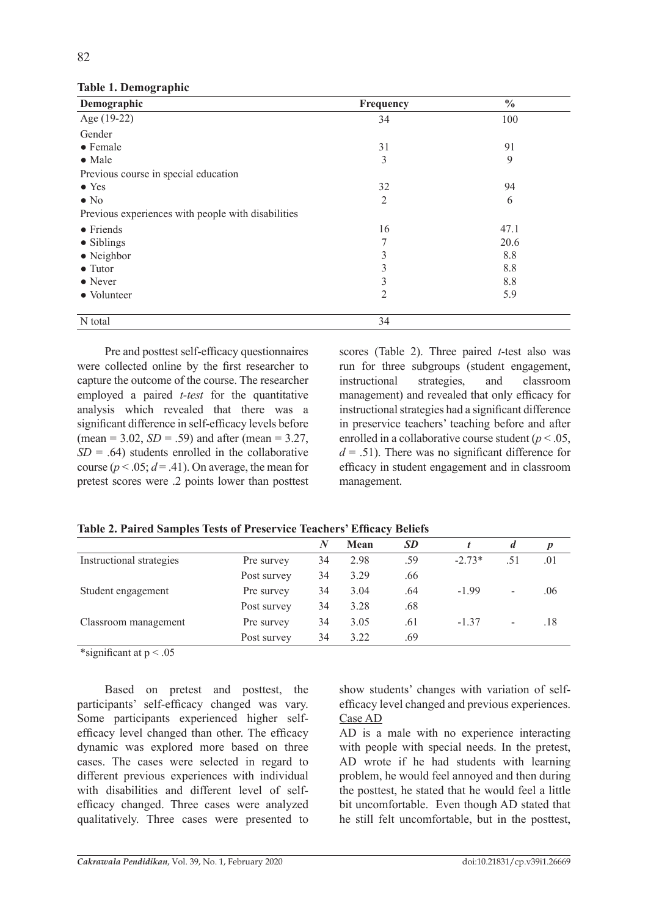**Table 1. Demographic**

| Demographic | Frequency | % |
|---|---|---|
| Age (19-22) | 34 | 100 |
| Gender | | |
| ● Female | 31 | 91 |
| ● Male | 3 | 9 |
| Previous course in special education | | |
| ● Yes | 32 | 94 |
| ● No | 2 | 6 |
| Previous experiences with people with disabilities | | |
| ● Friends | 16 | 47.1 |
| ● Siblings | 7 | 20.6 |
| ● Neighbor | 3 | 8.8 |
| ● Tutor | 3 | 8.8 |
| ● Never | 3 | 8.8 |
| ● Volunteer | 2 | 5.9 |
| N total | 34 | |

Pre and posttest self-efficacy questionnaires were collected online by the first researcher to capture the outcome of the course. The researcher employed a paired *t-test* for the quantitative analysis which revealed that there was a significant difference in self-efficacy levels before (mean = 3.02, *SD* = .59) and after (mean = 3.27, *SD* = .64) students enrolled in the collaborative course ($p < .05$; $d = .41$). On average, the mean for pretest scores were .2 points lower than posttest scores (Table 2). Three paired *t*-test also was run for three subgroups (student engagement, instructional strategies, and classroom management) and revealed that only efficacy for instructional strategies had a significant difference in preservice teachers' teaching before and after enrolled in a collaborative course student ($p < .05$, $d = .51$). There was no significant difference for efficacy in student engagement and in classroom management.

**Table 2. Paired Samples Tests of Preservice Teachers' Efficacy Beliefs**

| | | *N* | Mean | *SD* | *t* | *d* | *p* |
|---|---|---|---|---|---|---|---|
| Instructional strategies | Pre survey | 34 | 2.98 | .59 | -2.73* | .51 | .01 |
| | Post survey | 34 | 3.29 | .66 | | | |
| Student engagement | Pre survey | 34 | 3.04 | .64 | -1.99 | - | .06 |
| | Post survey | 34 | 3.28 | .68 | | | |
| Classroom management | Pre survey | 34 | 3.05 | .61 | -1.37 | - | .18 |
| | Post survey | 34 | 3.22 | .69 | | | |

*significant at $p < .05$

Based on pretest and posttest, the participants' self-efficacy changed was vary. Some participants experienced higher self-efficacy level changed than other. The efficacy dynamic was explored more based on three cases. The cases were selected in regard to different previous experiences with individual with disabilities and different level of self-efficacy changed. Three cases were analyzed qualitatively. Three cases were presented to show students' changes with variation of self-efficacy level changed and previous experiences.

Case AD

AD is a male with no experience interacting with people with special needs. In the pretest, AD wrote if he had students with learning problem, he would feel annoyed and then during the posttest, he stated that he would feel a little bit uncomfortable. Even though AD stated that he still felt uncomfortable, but in the posttest,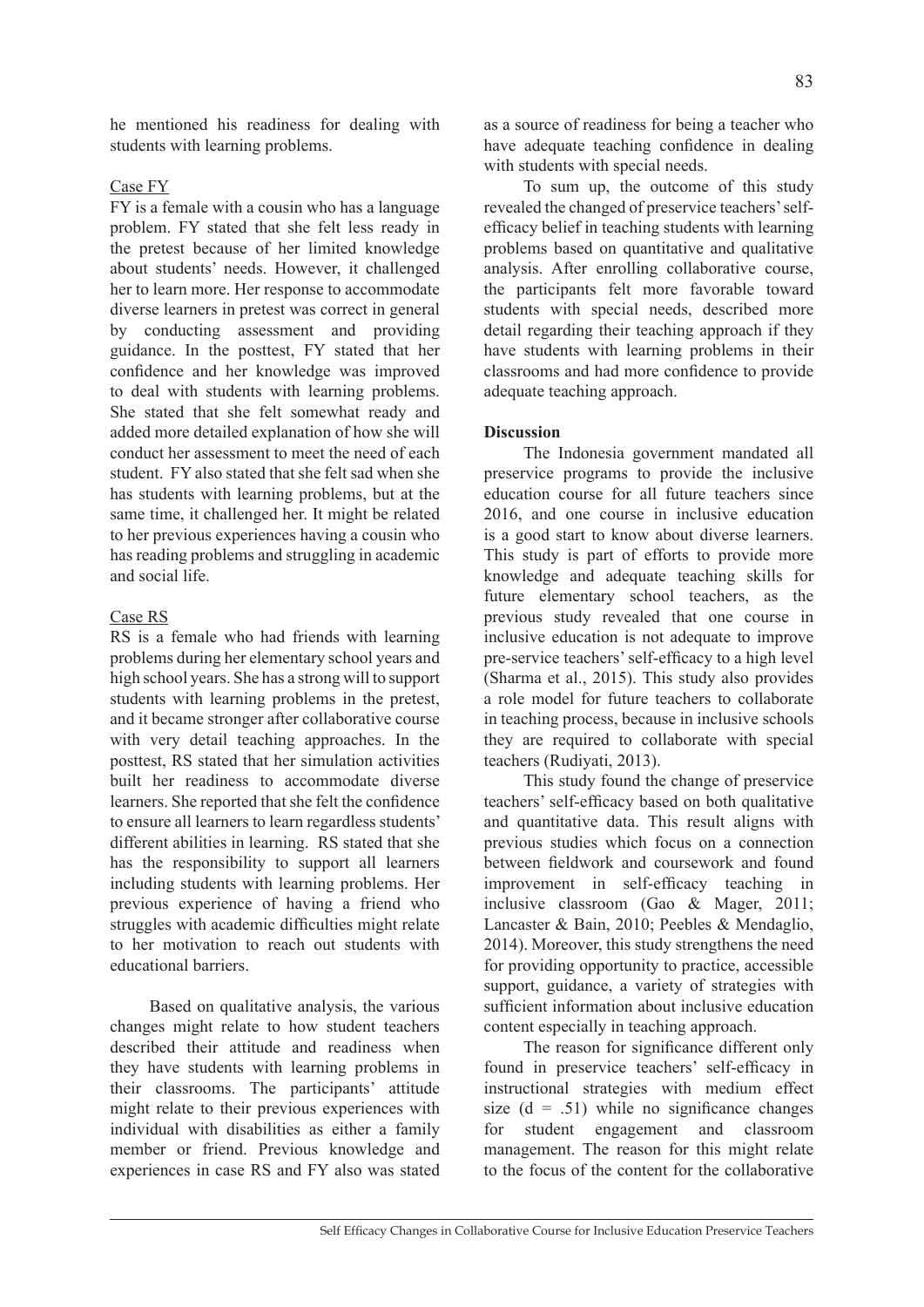he mentioned his readiness for dealing with students with learning problems.

Case FY

FY is a female with a cousin who has a language problem. FY stated that she felt less ready in the pretest because of her limited knowledge about students' needs. However, it challenged her to learn more. Her response to accommodate diverse learners in pretest was correct in general by conducting assessment and providing guidance. In the posttest, FY stated that her confidence and her knowledge was improved to deal with students with learning problems. She stated that she felt somewhat ready and added more detailed explanation of how she will conduct her assessment to meet the need of each student. FY also stated that she felt sad when she has students with learning problems, but at the same time, it challenged her. It might be related to her previous experiences having a cousin who has reading problems and struggling in academic and social life.

Case RS

RS is a female who had friends with learning problems during her elementary school years and high school years. She has a strong will to support students with learning problems in the pretest, and it became stronger after collaborative course with very detail teaching approaches. In the posttest, RS stated that her simulation activities built her readiness to accommodate diverse learners. She reported that she felt the confidence to ensure all learners to learn regardless students' different abilities in learning. RS stated that she has the responsibility to support all learners including students with learning problems. Her previous experience of having a friend who struggles with academic difficulties might relate to her motivation to reach out students with educational barriers.

Based on qualitative analysis, the various changes might relate to how student teachers described their attitude and readiness when they have students with learning problems in their classrooms. The participants' attitude might relate to their previous experiences with individual with disabilities as either a family member or friend. Previous knowledge and experiences in case RS and FY also was stated as a source of readiness for being a teacher who have adequate teaching confidence in dealing with students with special needs.

To sum up, the outcome of this study revealed the changed of preservice teachers' self-efficacy belief in teaching students with learning problems based on quantitative and qualitative analysis. After enrolling collaborative course, the participants felt more favorable toward students with special needs, described more detail regarding their teaching approach if they have students with learning problems in their classrooms and had more confidence to provide adequate teaching approach.

**Discussion**

The Indonesia government mandated all preservice programs to provide the inclusive education course for all future teachers since 2016, and one course in inclusive education is a good start to know about diverse learners. This study is part of efforts to provide more knowledge and adequate teaching skills for future elementary school teachers, as the previous study revealed that one course in inclusive education is not adequate to improve pre-service teachers' self-efficacy to a high level (Sharma et al., 2015). This study also provides a role model for future teachers to collaborate in teaching process, because in inclusive schools they are required to collaborate with special teachers (Rudiyati, 2013).

This study found the change of preservice teachers' self-efficacy based on both qualitative and quantitative data. This result aligns with previous studies which focus on a connection between fieldwork and coursework and found improvement in self-efficacy teaching in inclusive classroom (Gao & Mager, 2011; Lancaster & Bain, 2010; Peebles & Mendaglio, 2014). Moreover, this study strengthens the need for providing opportunity to practice, accessible support, guidance, a variety of strategies with sufficient information about inclusive education content especially in teaching approach.

The reason for significance different only found in preservice teachers' self-efficacy in instructional strategies with medium effect size ($d = .51$) while no significance changes for student engagement and classroom management. The reason for this might relate to the focus of the content for the collaborative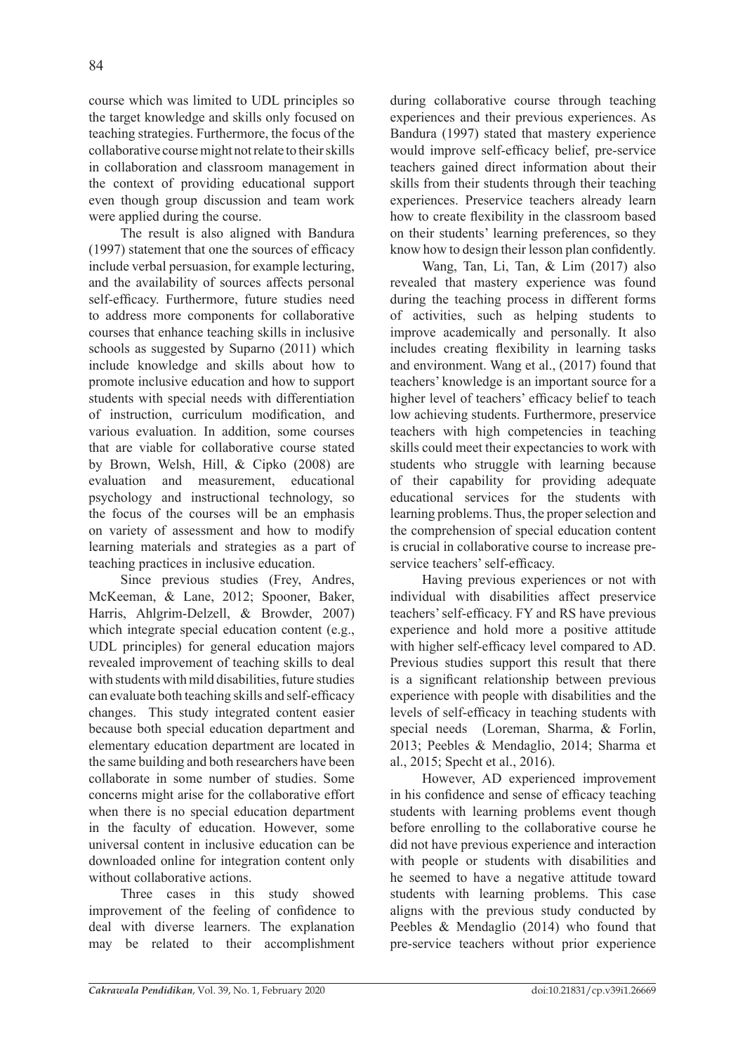course which was limited to UDL principles so the target knowledge and skills only focused on teaching strategies. Furthermore, the focus of the collaborative course might not relate to their skills in collaboration and classroom management in the context of providing educational support even though group discussion and team work were applied during the course.

The result is also aligned with Bandura (1997) statement that one the sources of efficacy include verbal persuasion, for example lecturing, and the availability of sources affects personal self-efficacy. Furthermore, future studies need to address more components for collaborative courses that enhance teaching skills in inclusive schools as suggested by Suparno (2011) which include knowledge and skills about how to promote inclusive education and how to support students with special needs with differentiation of instruction, curriculum modification, and various evaluation. In addition, some courses that are viable for collaborative course stated by Brown, Welsh, Hill, & Cipko (2008) are evaluation and measurement, educational psychology and instructional technology, so the focus of the courses will be an emphasis on variety of assessment and how to modify learning materials and strategies as a part of teaching practices in inclusive education.

Since previous studies (Frey, Andres, McKeeman, & Lane, 2012; Spooner, Baker, Harris, Ahlgrim-Delzell, & Browder, 2007) which integrate special education content (e.g., UDL principles) for general education majors revealed improvement of teaching skills to deal with students with mild disabilities, future studies can evaluate both teaching skills and self-efficacy changes. This study integrated content easier because both special education department and elementary education department are located in the same building and both researchers have been collaborate in some number of studies. Some concerns might arise for the collaborative effort when there is no special education department in the faculty of education. However, some universal content in inclusive education can be downloaded online for integration content only without collaborative actions.

Three cases in this study showed improvement of the feeling of confidence to deal with diverse learners. The explanation may be related to their accomplishment during collaborative course through teaching experiences and their previous experiences. As Bandura (1997) stated that mastery experience would improve self-efficacy belief, pre-service teachers gained direct information about their skills from their students through their teaching experiences. Preservice teachers already learn how to create flexibility in the classroom based on their students' learning preferences, so they know how to design their lesson plan confidently.

Wang, Tan, Li, Tan, & Lim (2017) also revealed that mastery experience was found during the teaching process in different forms of activities, such as helping students to improve academically and personally. It also includes creating flexibility in learning tasks and environment. Wang et al., (2017) found that teachers' knowledge is an important source for a higher level of teachers' efficacy belief to teach low achieving students. Furthermore, preservice teachers with high competencies in teaching skills could meet their expectancies to work with students who struggle with learning because of their capability for providing adequate educational services for the students with learning problems. Thus, the proper selection and the comprehension of special education content is crucial in collaborative course to increase pre-service teachers' self-efficacy.

Having previous experiences or not with individual with disabilities affect preservice teachers' self-efficacy. FY and RS have previous experience and hold more a positive attitude with higher self-efficacy level compared to AD. Previous studies support this result that there is a significant relationship between previous experience with people with disabilities and the levels of self-efficacy in teaching students with special needs (Loreman, Sharma, & Forlin, 2013; Peebles & Mendaglio, 2014; Sharma et al., 2015; Specht et al., 2016).

However, AD experienced improvement in his confidence and sense of efficacy teaching students with learning problems event though before enrolling to the collaborative course he did not have previous experience and interaction with people or students with disabilities and he seemed to have a negative attitude toward students with learning problems. This case aligns with the previous study conducted by Peebles & Mendaglio (2014) who found that pre-service teachers without prior experience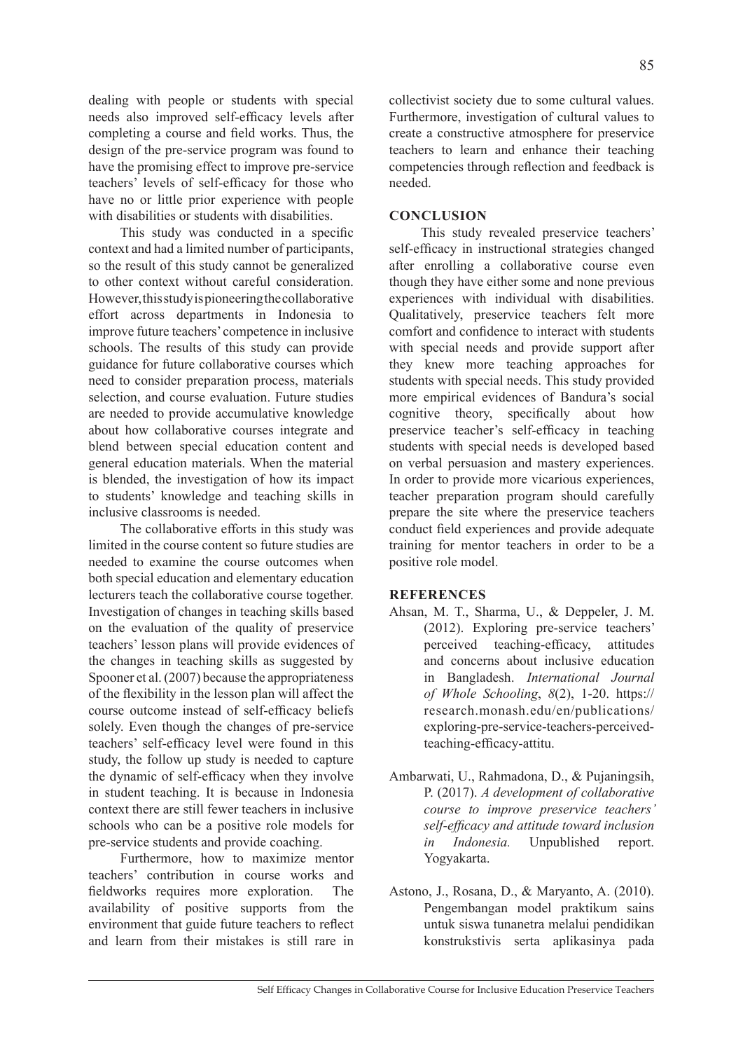dealing with people or students with special needs also improved self-efficacy levels after completing a course and field works. Thus, the design of the pre-service program was found to have the promising effect to improve pre-service teachers' levels of self-efficacy for those who have no or little prior experience with people with disabilities or students with disabilities.

This study was conducted in a specific context and had a limited number of participants, so the result of this study cannot be generalized to other context without careful consideration. However, this study is pioneering the collaborative effort across departments in Indonesia to improve future teachers' competence in inclusive schools. The results of this study can provide guidance for future collaborative courses which need to consider preparation process, materials selection, and course evaluation. Future studies are needed to provide accumulative knowledge about how collaborative courses integrate and blend between special education content and general education materials. When the material is blended, the investigation of how its impact to students' knowledge and teaching skills in inclusive classrooms is needed.

The collaborative efforts in this study was limited in the course content so future studies are needed to examine the course outcomes when both special education and elementary education lecturers teach the collaborative course together. Investigation of changes in teaching skills based on the evaluation of the quality of preservice teachers' lesson plans will provide evidences of the changes in teaching skills as suggested by Spooner et al. (2007) because the appropriateness of the flexibility in the lesson plan will affect the course outcome instead of self-efficacy beliefs solely. Even though the changes of pre-service teachers' self-efficacy level were found in this study, the follow up study is needed to capture the dynamic of self-efficacy when they involve in student teaching. It is because in Indonesia context there are still fewer teachers in inclusive schools who can be a positive role models for pre-service students and provide coaching.

Furthermore, how to maximize mentor teachers' contribution in course works and fieldworks requires more exploration. The availability of positive supports from the environment that guide future teachers to reflect and learn from their mistakes is still rare in collectivist society due to some cultural values. Furthermore, investigation of cultural values to create a constructive atmosphere for preservice teachers to learn and enhance their teaching competencies through reflection and feedback is needed.

## CONCLUSION

This study revealed preservice teachers' self-efficacy in instructional strategies changed after enrolling a collaborative course even though they have either some and none previous experiences with individual with disabilities. Qualitatively, preservice teachers felt more comfort and confidence to interact with students with special needs and provide support after they knew more teaching approaches for students with special needs. This study provided more empirical evidences of Bandura's social cognitive theory, specifically about how preservice teacher's self-efficacy in teaching students with special needs is developed based on verbal persuasion and mastery experiences. In order to provide more vicarious experiences, teacher preparation program should carefully prepare the site where the preservice teachers conduct field experiences and provide adequate training for mentor teachers in order to be a positive role model.

## REFERENCES

Ahsan, M. T., Sharma, U., & Deppeler, J. M. (2012). Exploring pre-service teachers' perceived teaching-efficacy, attitudes and concerns about inclusive education in Bangladesh. *International Journal of Whole Schooling*, *8*(2), 1-20. https://research.monash.edu/en/publications/exploring-pre-service-teachers-perceived-teaching-efficacy-attitu.

Ambarwati, U., Rahmadona, D., & Pujaningsih, P. (2017). *A development of collaborative course to improve preservice teachers' self-efficacy and attitude toward inclusion in Indonesia.* Unpublished report. Yogyakarta.

Astono, J., Rosana, D., & Maryanto, A. (2010). Pengembangan model praktikum sains untuk siswa tunanetra melalui pendidikan konstrukstivis serta aplikasinya pada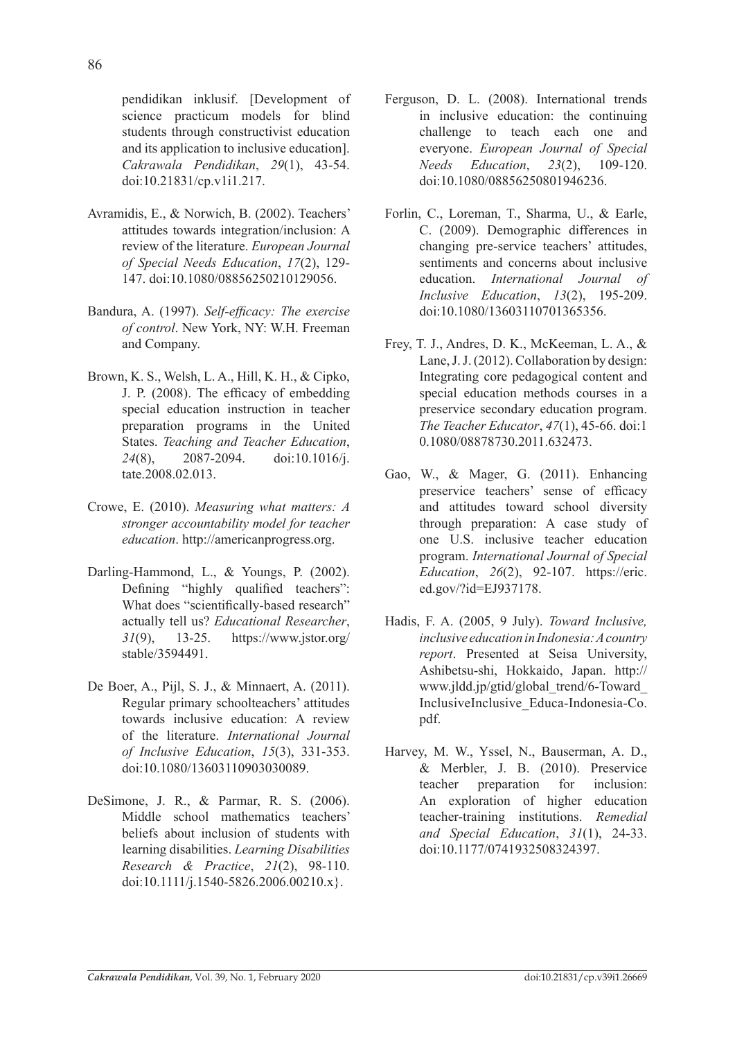pendidikan inklusif. [Development of science practicum models for blind students through constructivist education and its application to inclusive education]. *Cakrawala Pendidikan*, *29*(1), 43-54. doi:10.21831/cp.v1i1.217.

Avramidis, E., & Norwich, B. (2002). Teachers' attitudes towards integration/inclusion: A review of the literature. *European Journal of Special Needs Education*, *17*(2), 129-147. doi:10.1080/08856250210129056.

Bandura, A. (1997). *Self-efficacy: The exercise of control*. New York, NY: W.H. Freeman and Company.

Brown, K. S., Welsh, L. A., Hill, K. H., & Cipko, J. P. (2008). The efficacy of embedding special education instruction in teacher preparation programs in the United States. *Teaching and Teacher Education*, *24*(8), 2087-2094. doi:10.1016/j.tate.2008.02.013.

Crowe, E. (2010). *Measuring what matters: A stronger accountability model for teacher education*. http://americanprogress.org.

Darling-Hammond, L., & Youngs, P. (2002). Defining "highly qualified teachers": What does "scientifically-based research" actually tell us? *Educational Researcher*, *31*(9), 13-25. https://www.jstor.org/stable/3594491.

De Boer, A., Pijl, S. J., & Minnaert, A. (2011). Regular primary schoolteachers' attitudes towards inclusive education: A review of the literature. *International Journal of Inclusive Education*, *15*(3), 331-353. doi:10.1080/13603110903030089.

DeSimone, J. R., & Parmar, R. S. (2006). Middle school mathematics teachers' beliefs about inclusion of students with learning disabilities. *Learning Disabilities Research & Practice*, *21*(2), 98-110. doi:10.1111/j.1540-5826.2006.00210.x}.

Ferguson, D. L. (2008). International trends in inclusive education: the continuing challenge to teach each one and everyone. *European Journal of Special Needs Education*, *23*(2), 109-120. doi:10.1080/08856250801946236.

Forlin, C., Loreman, T., Sharma, U., & Earle, C. (2009). Demographic differences in changing pre-service teachers' attitudes, sentiments and concerns about inclusive education. *International Journal of Inclusive Education*, *13*(2), 195-209. doi:10.1080/13603110701365356.

Frey, T. J., Andres, D. K., McKeeman, L. A., & Lane, J. J. (2012). Collaboration by design: Integrating core pedagogical content and special education methods courses in a preservice secondary education program. *The Teacher Educator*, *47*(1), 45-66. doi:10.1080/08878730.2011.632473.

Gao, W., & Mager, G. (2011). Enhancing preservice teachers' sense of efficacy and attitudes toward school diversity through preparation: A case study of one U.S. inclusive teacher education program. *International Journal of Special Education*, *26*(2), 92-107. https://eric.ed.gov/?id=EJ937178.

Hadis, F. A. (2005, 9 July). *Toward Inclusive, inclusive education in Indonesia: A country report*. Presented at Seisa University, Ashibetsu-shi, Hokkaido, Japan. http://www.jldd.jp/gtid/global_trend/6-Toward_InclusiveInclusive_Educa-Indonesia-Co.pdf.

Harvey, M. W., Yssel, N., Bauserman, A. D., & Merbler, J. B. (2010). Preservice teacher preparation for inclusion: An exploration of higher education teacher-training institutions. *Remedial and Special Education*, *31*(1), 24-33. doi:10.1177/0741932508324397.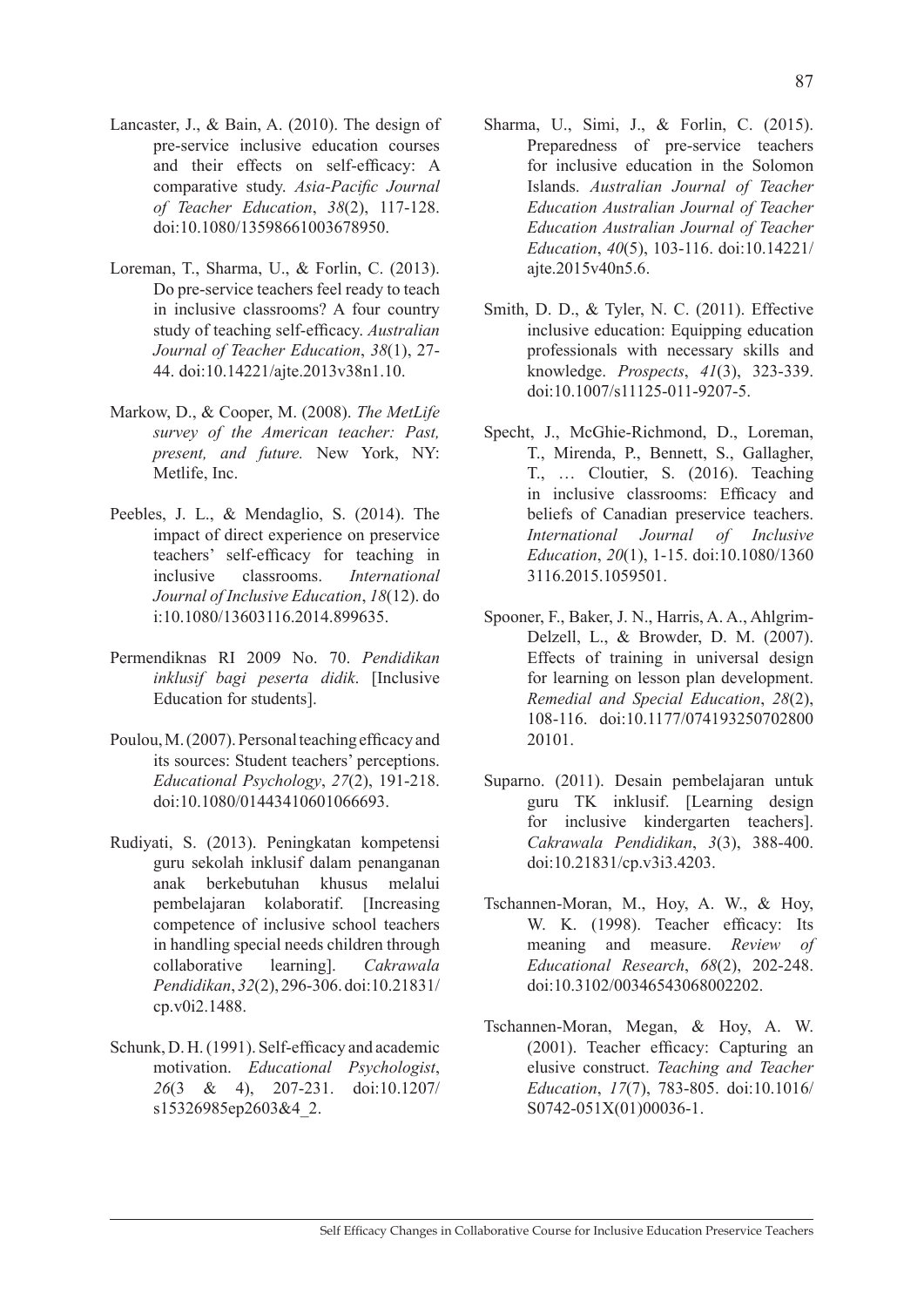Lancaster, J., & Bain, A. (2010). The design of pre-service inclusive education courses and their effects on self-efficacy: A comparative study. *Asia-Pacific Journal of Teacher Education*, *38*(2), 117-128. doi:10.1080/13598661003678950.

Loreman, T., Sharma, U., & Forlin, C. (2013). Do pre-service teachers feel ready to teach in inclusive classrooms? A four country study of teaching self-efficacy. *Australian Journal of Teacher Education*, *38*(1), 27-44. doi:10.14221/ajte.2013v38n1.10.

Markow, D., & Cooper, M. (2008). *The MetLife survey of the American teacher: Past, present, and future.* New York, NY: Metlife, Inc.

Peebles, J. L., & Mendaglio, S. (2014). The impact of direct experience on preservice teachers' self-efficacy for teaching in inclusive classrooms. *International Journal of Inclusive Education*, *18*(12). doi:10.1080/13603116.2014.899635.

Permendiknas RI 2009 No. 70. *Pendidikan inklusif bagi peserta didik*. [Inclusive Education for students].

Poulou, M. (2007). Personal teaching efficacy and its sources: Student teachers' perceptions. *Educational Psychology*, *27*(2), 191-218. doi:10.1080/01443410601066693.

Rudiyati, S. (2013). Peningkatan kompetensi guru sekolah inklusif dalam penanganan anak berkebutuhan khusus melalui pembelajaran kolaboratif. [Increasing competence of inclusive school teachers in handling special needs children through collaborative learning]. *Cakrawala Pendidikan*, *32*(2), 296-306. doi:10.21831/cp.v0i2.1488.

Schunk, D. H. (1991). Self-efficacy and academic motivation. *Educational Psychologist*, *26*(3 & 4), 207-231. doi:10.1207/s15326985ep2603&4_2.

Sharma, U., Simi, J., & Forlin, C. (2015). Preparedness of pre-service teachers for inclusive education in the Solomon Islands. *Australian Journal of Teacher Education Australian Journal of Teacher Education Australian Journal of Teacher Education*, *40*(5), 103-116. doi:10.14221/ajte.2015v40n5.6.

Smith, D. D., & Tyler, N. C. (2011). Effective inclusive education: Equipping education professionals with necessary skills and knowledge. *Prospects*, *41*(3), 323-339. doi:10.1007/s11125-011-9207-5.

Specht, J., McGhie-Richmond, D., Loreman, T., Mirenda, P., Bennett, S., Gallagher, T., … Cloutier, S. (2016). Teaching in inclusive classrooms: Efficacy and beliefs of Canadian preservice teachers. *International Journal of Inclusive Education*, *20*(1), 1-15. doi:10.1080/13603116.2015.1059501.

Spooner, F., Baker, J. N., Harris, A. A., Ahlgrim-Delzell, L., & Browder, D. M. (2007). Effects of training in universal design for learning on lesson plan development. *Remedial and Special Education*, *28*(2), 108-116. doi:10.1177/07419325070280020101.

Suparno. (2011). Desain pembelajaran untuk guru TK inklusif. [Learning design for inclusive kindergarten teachers]. *Cakrawala Pendidikan*, *3*(3), 388-400. doi:10.21831/cp.v3i3.4203.

Tschannen-Moran, M., Hoy, A. W., & Hoy, W. K. (1998). Teacher efficacy: Its meaning and measure. *Review of Educational Research*, *68*(2), 202-248. doi:10.3102/00346543068002202.

Tschannen-Moran, Megan, & Hoy, A. W. (2001). Teacher efficacy: Capturing an elusive construct. *Teaching and Teacher Education*, *17*(7), 783-805. doi:10.1016/S0742-051X(01)00036-1.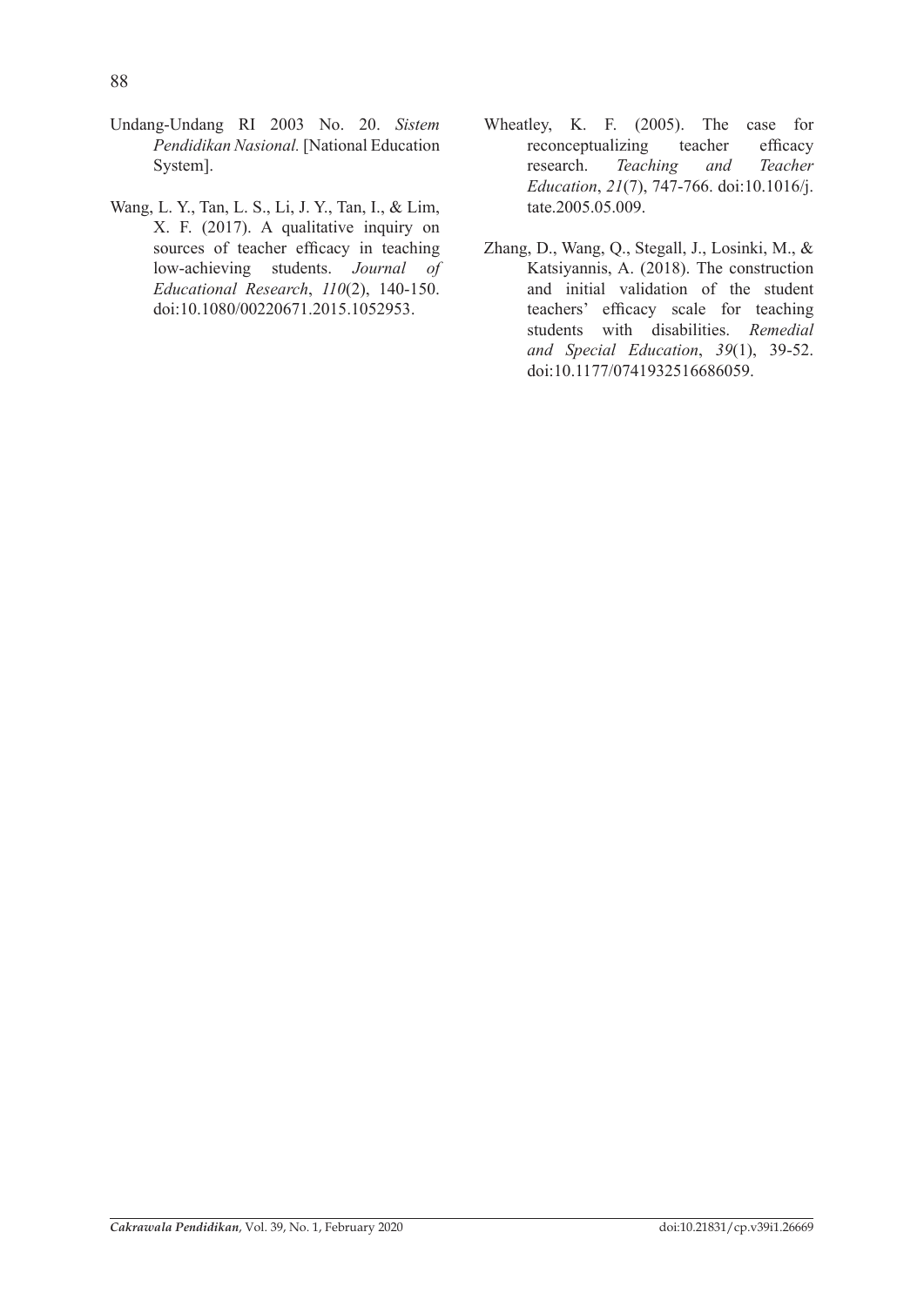Undang-Undang RI 2003 No. 20. *Sistem Pendidikan Nasional.* [National Education System].

Wang, L. Y., Tan, L. S., Li, J. Y., Tan, I., & Lim, X. F. (2017). A qualitative inquiry on sources of teacher efficacy in teaching low-achieving students. *Journal of Educational Research*, *110*(2), 140-150. doi:10.1080/00220671.2015.1052953.

Wheatley, K. F. (2005). The case for reconceptualizing teacher efficacy research. *Teaching and Teacher Education*, *21*(7), 747-766. doi:10.1016/j.tate.2005.05.009.

Zhang, D., Wang, Q., Stegall, J., Losinki, M., & Katsiyannis, A. (2018). The construction and initial validation of the student teachers' efficacy scale for teaching students with disabilities. *Remedial and Special Education*, *39*(1), 39-52. doi:10.1177/0741932516686059.